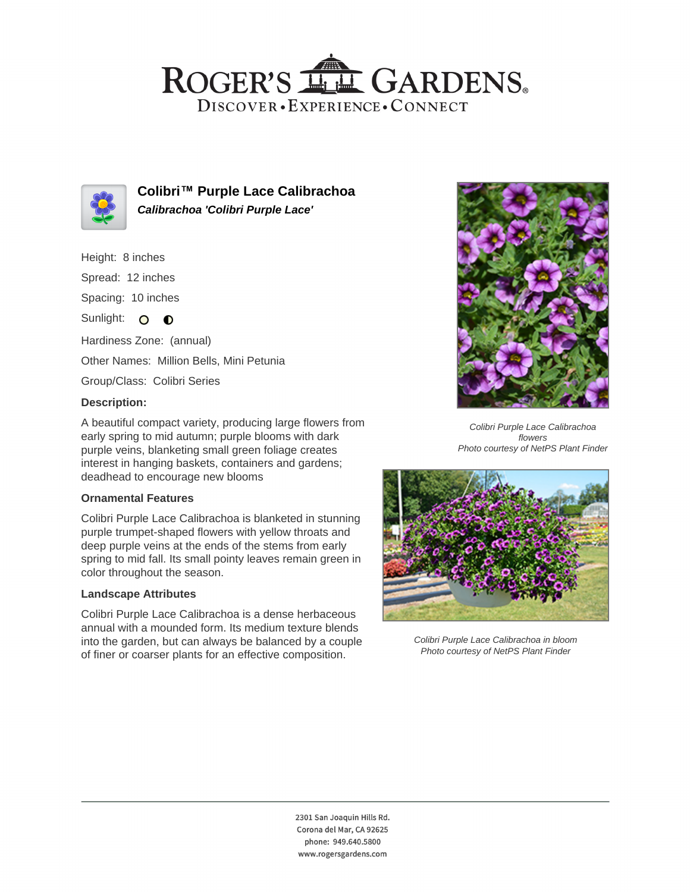# ROGER'S GARDENS

DISCOVER • EXPERIENCE • CONNECT

## Colibri™ Purple Lace Calibrachoa

***Calibrachoa 'Colibri Purple Lace'***

Height: 8 inches

Spread: 12 inches

Spacing: 10 inches

Sunlight:

Hardiness Zone: (annual)

Other Names: Million Bells, Mini Petunia

Group/Class: Colibri Series

### Description:

A beautiful compact variety, producing large flowers from early spring to mid autumn; purple blooms with dark purple veins, blanketing small green foliage creates interest in hanging baskets, containers and gardens; deadhead to encourage new blooms

### Ornamental Features

Colibri Purple Lace Calibrachoa is blanketed in stunning purple trumpet-shaped flowers with yellow throats and deep purple veins at the ends of the stems from early spring to mid fall. Its small pointy leaves remain green in color throughout the season.

### Landscape Attributes

Colibri Purple Lace Calibrachoa is a dense herbaceous annual with a mounded form. Its medium texture blends into the garden, but can always be balanced by a couple of finer or coarser plants for an effective composition.

*Colibri Purple Lace Calibrachoa flowers*
*Photo courtesy of NetPS Plant Finder*

*Colibri Purple Lace Calibrachoa in bloom*
*Photo courtesy of NetPS Plant Finder*

2301 San Joaquin Hills Rd.
Corona del Mar, CA 92625
phone: 949.640.5800
www.rogersgardens.com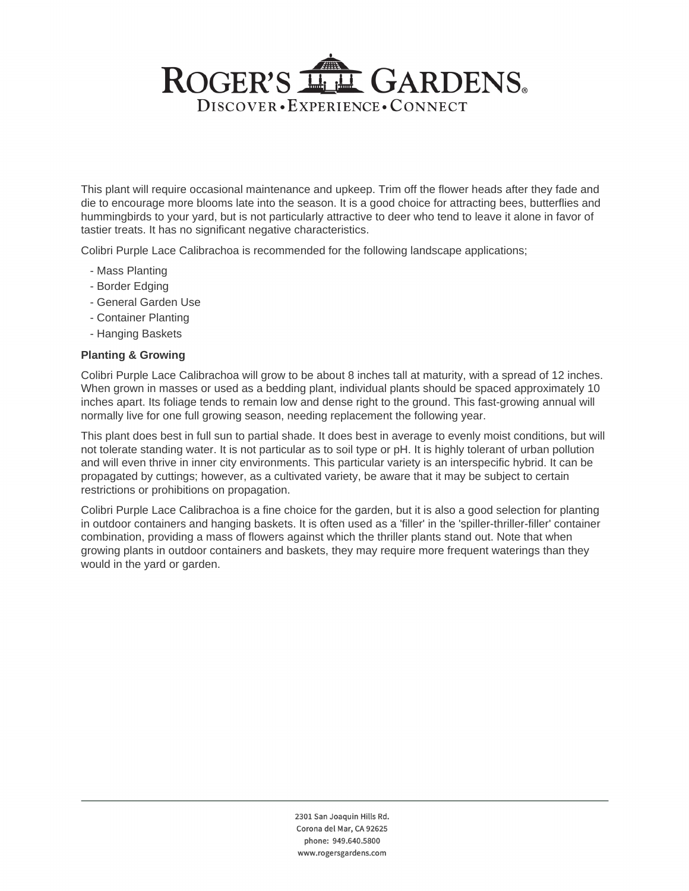This plant will require occasional maintenance and upkeep. Trim off the flower heads after they fade and die to encourage more blooms late into the season. It is a good choice for attracting bees, butterflies and hummingbirds to your yard, but is not particularly attractive to deer who tend to leave it alone in favor of tastier treats. It has no significant negative characteristics.

Colibri Purple Lace Calibrachoa is recommended for the following landscape applications;

- Mass Planting
- Border Edging
- General Garden Use
- Container Planting
- Hanging Baskets

**Planting & Growing**

Colibri Purple Lace Calibrachoa will grow to be about 8 inches tall at maturity, with a spread of 12 inches. When grown in masses or used as a bedding plant, individual plants should be spaced approximately 10 inches apart. Its foliage tends to remain low and dense right to the ground. This fast-growing annual will normally live for one full growing season, needing replacement the following year.

This plant does best in full sun to partial shade. It does best in average to evenly moist conditions, but will not tolerate standing water. It is not particular as to soil type or pH. It is highly tolerant of urban pollution and will even thrive in inner city environments. This particular variety is an interspecific hybrid. It can be propagated by cuttings; however, as a cultivated variety, be aware that it may be subject to certain restrictions or prohibitions on propagation.

Colibri Purple Lace Calibrachoa is a fine choice for the garden, but it is also a good selection for planting in outdoor containers and hanging baskets. It is often used as a 'filler' in the 'spiller-thriller-filler' container combination, providing a mass of flowers against which the thriller plants stand out. Note that when growing plants in outdoor containers and baskets, they may require more frequent waterings than they would in the yard or garden.